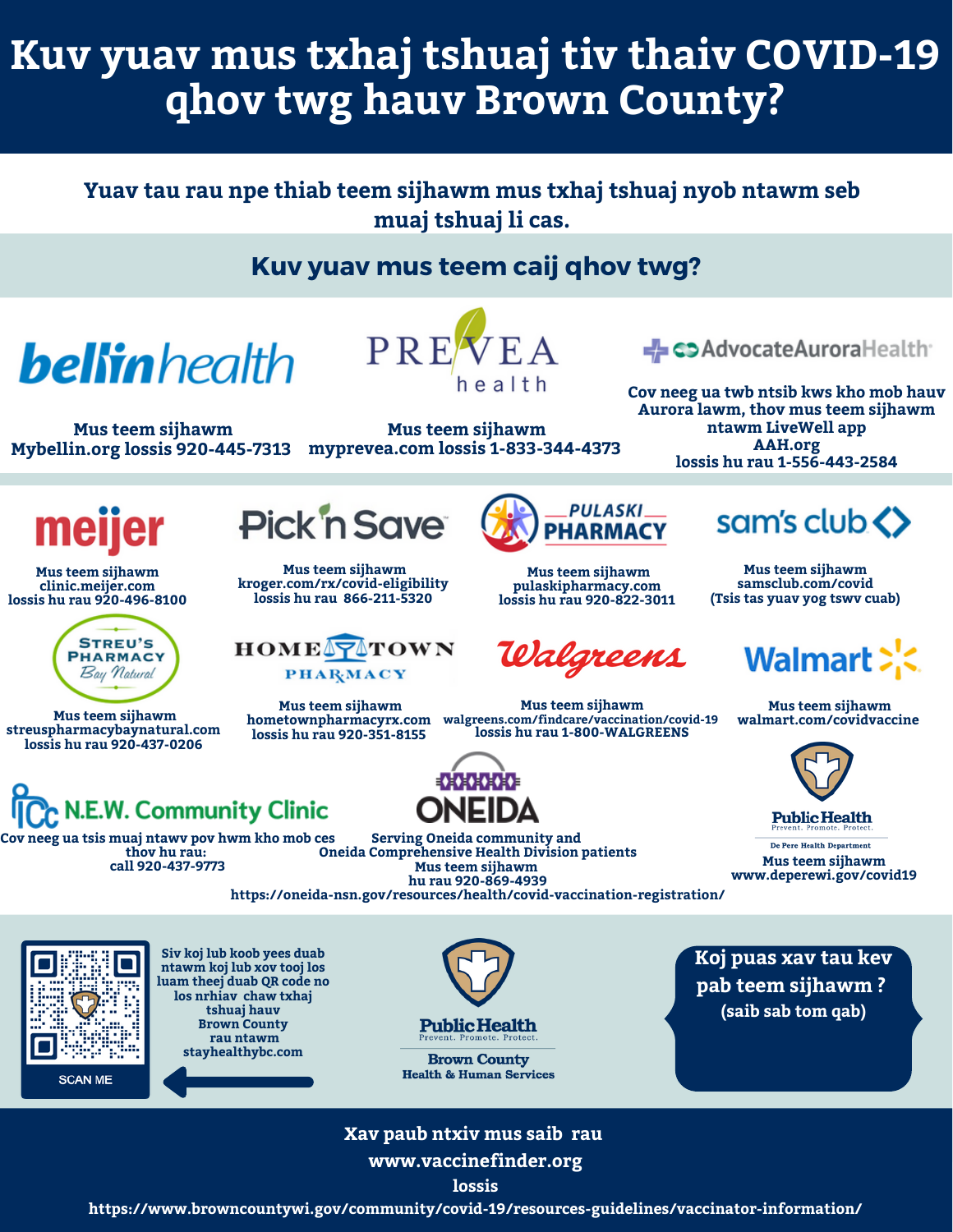# Kuv yuav mus txhaj tshuaj tiv thaiv COVID-19 qhov twg hauv Brown County?

**Yuav tau rau npe thiab teem sijhawm mus txhaj tshuaj nyob ntawm seb muaj tshuaj li cas.**

## Kuv yuav mus teem caij qhov twg?

**bellinhealth**
Mus teem sijhawm
Mybellin.org lossis 920-445-7313

**PREVEA health**
Mus teem sijhawm
myprevea.com lossis 1-833-344-4373

**AdvocateAuroraHealth**
Cov neeg ua twb ntsib kws kho mob hauv Aurora lawm, thov mus teem sijhawm ntawm LiveWell app
AAH.org
lossis hu rau 1-556-443-2584

**meijer**
Mus teem sijhawm
clinic.meijer.com
lossis hu rau 920-496-8100

**Pick 'n Save**
Mus teem sijhawm
kroger.com/rx/covid-eligibility
lossis hu rau 866-211-5320

**PULASKI PHARMACY**
Mus teem sijhawm
pulaskipharmacy.com
lossis hu rau 920-822-3011

**sam's club**
Mus teem sijhawm
samsclub.com/covid
(Tsis tas yuav yog tswv cuab)

**STREU'S PHARMACY Bay Natural**
Mus teem sijhawm
streuspharmacybaynatural.com
lossis hu rau 920-437-0206

**HOMETOWN PHARMACY**
Mus teem sijhawm
hometownpharmacyrx.com
lossis hu rau 920-351-8155

**Walgreens**
Mus teem sijhawm
walgreens.com/findcare/vaccination/covid-19
lossis hu rau 1-800-WALGREENS

**Walmart**
Mus teem sijhawm
walmart.com/covidvaccine

**N.E.W. Community Clinic**
Cov neeg ua tsis muaj ntawv pov hwm kho mob ces thov hu rau:
call 920-437-9773

**ONEIDA**
Serving Oneida community and Oneida Comprehensive Health Division patients
Mus teem sijhawm
hu rau 920-869-4939
https://oneida-nsn.gov/resources/health/covid-vaccination-registration/

**Public Health** Prevent. Promote. Protect.
De Pere Health Department
Mus teem sijhawm
www.deperewi.gov/covid19

SCAN ME

Siv koj lub koob yees duab ntawm koj lub xov tooj los luam theej duab QR code no los nrhiav chaw txhaj tshuaj hauv Brown County rau ntawm stayhealthybc.com

**Public Health** Prevent. Promote. Protect.
**Brown County**
Health & Human Services

**Koj puas xav tau kev pab teem sijhawm ?**
**(saib sab tom qab)**

**Xav paub ntxiv mus saib rau**
**www.vaccinefinder.org**
**lossis**
**https://www.browncountywi.gov/community/covid-19/resources-guidelines/vaccinator-information/**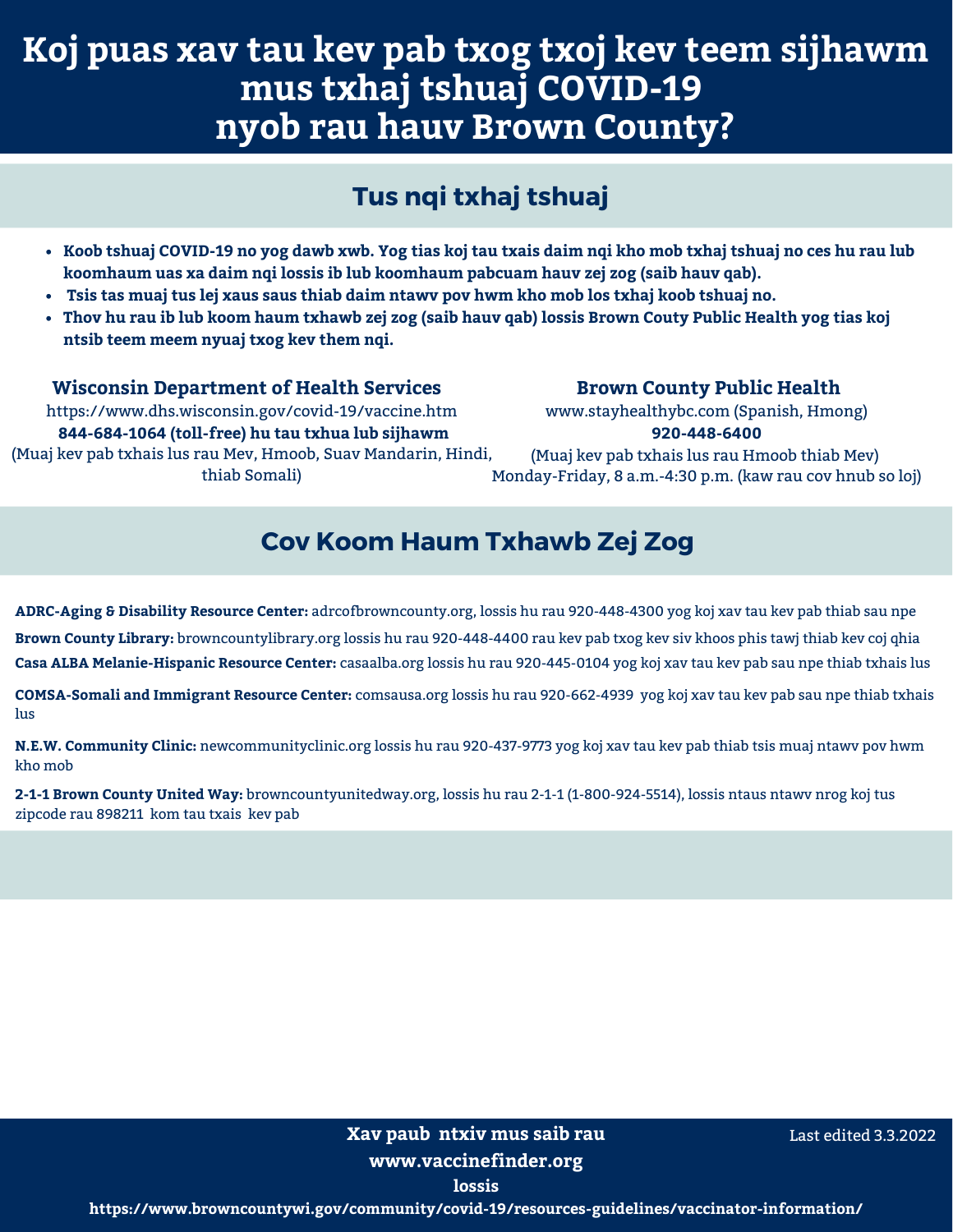# Koj puas xav tau kev pab txog txoj kev teem sijhawm mus txhaj tshuaj COVID-19 nyob rau hauv Brown County?

## Tus nqi txhaj tshuaj

- **Koob tshuaj COVID-19 no yog dawb xwb. Yog tias koj tau txais daim nqi kho mob txhaj tshuaj no ces hu rau lub koomhaum uas xa daim nqi lossis ib lub koomhaum pabcuam hauv zej zog (saib hauv qab).**
- **Tsis tas muaj tus lej xaus saus thiab daim ntawv pov hwm kho mob los txhaj koob tshuaj no.**
- **Thov hu rau ib lub koom haum txhawb zej zog (saib hauv qab) lossis Brown Couty Public Health yog tias koj ntsib teem meem nyuaj txog kev them nqi.**

**Wisconsin Department of Health Services**
https://www.dhs.wisconsin.gov/covid-19/vaccine.htm
**844-684-1064 (toll-free) hu tau txhua lub sijhawm**
(Muaj kev pab txhais lus rau Mev, Hmoob, Suav Mandarin, Hindi, thiab Somali)

**Brown County Public Health**
www.stayhealthybc.com (Spanish, Hmong)
**920-448-6400**
(Muaj kev pab txhais lus rau Hmoob thiab Mev)
Monday-Friday, 8 a.m.-4:30 p.m. (kaw rau cov hnub so loj)

## Cov Koom Haum Txhawb Zej Zog

**ADRC-Aging & Disability Resource Center:** adrcofbrowncounty.org, lossis hu rau 920-448-4300 yog koj xav tau kev pab thiab sau npe

**Brown County Library:** browncountylibrary.org lossis hu rau 920-448-4400 rau kev pab txog kev siv khoos phis tawj thiab kev coj qhia

**Casa ALBA Melanie-Hispanic Resource Center:** casaalba.org lossis hu rau 920-445-0104 yog koj xav tau kev pab sau npe thiab txhais lus

**COMSA-Somali and Immigrant Resource Center:** comsausa.org lossis hu rau 920-662-4939 yog koj xav tau kev pab sau npe thiab txhais lus

**N.E.W. Community Clinic:** newcommunityclinic.org lossis hu rau 920-437-9773 yog koj xav tau kev pab thiab tsis muaj ntawv pov hwm kho mob

**2-1-1 Brown County United Way:** browncountyunitedway.org, lossis hu rau 2-1-1 (1-800-924-5514), lossis ntaus ntawv nrog koj tus zipcode rau 898211 kom tau txais kev pab

**Xav paub ntxiv mus saib rau**
**www.vaccinefinder.org**
**lossis**
**https://www.browncountywi.gov/community/covid-19/resources-guidelines/vaccinator-information/**

Last edited 3.3.2022